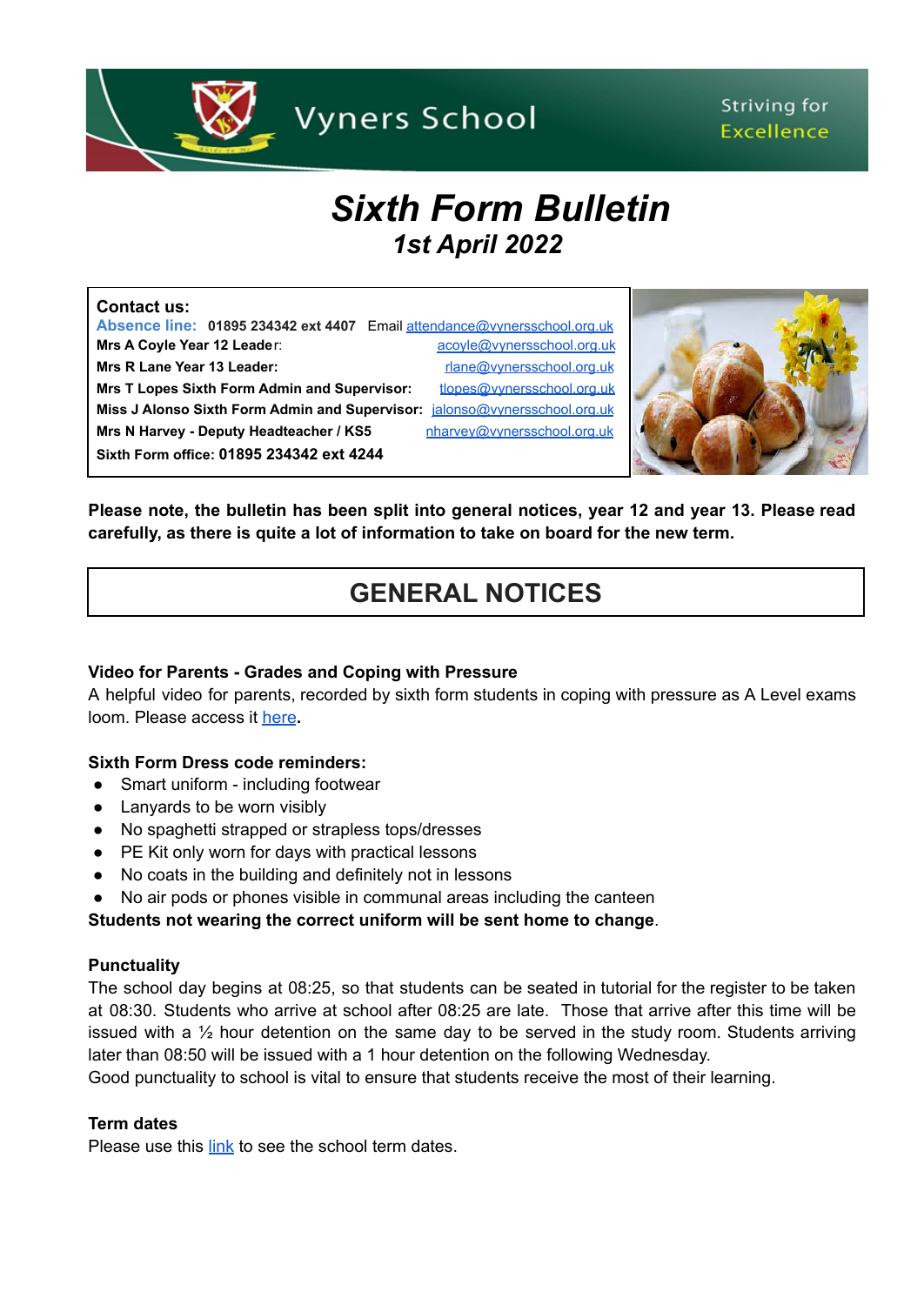Vyners School

Striving for Excellence

# *Sixth Form Bulletin*

## *1st April 2022*

**Contact us:**

**Absence line: 01895 234342 ext 4407** Email [attendance@vynersschool.org.uk](mailto:attendance@vynersschool.org.uk)

**Mrs A Coyle Year 12 Leader**: [acoyle@vynersschool.org.uk](mailto:acoyle@vynersschool.org.uk)

**Mrs R Lane Year 13 Leader:** [rlane@vynersschool.org.uk](mailto:rlane@vynersschool.org.uk)

**Mrs T Lopes Sixth Form Admin and Supervisor:** [tlopes@vynersschool.org.uk](mailto:tlopes@vynersschool.org.uk)

**Miss J Alonso Sixth Form Admin and Supervisor:** [jalonso@vynersschool.org.uk](mailto:jalonso@vynersschool.org.uk)

**Mrs N Harvey - Deputy Headteacher / KS5** [nharvey@vynersschool.org.uk](mailto:nharvey@vynersschool.org.uk)

**Sixth Form office: 01895 234342 ext 4244**

**Please note, the bulletin has been split into general notices, year 12 and year 13. Please read carefully, as there is quite a lot of information to take on board for the new term.**

# GENERAL NOTICES

### Video for Parents - Grades and Coping with Pressure

A helpful video for parents, recorded by sixth form students in coping with pressure as A Level exams loom. Please access it here**.**

### Sixth Form Dress code reminders:

- Smart uniform - including footwear
- Lanyards to be worn visibly
- No spaghetti strapped or strapless tops/dresses
- PE Kit only worn for days with practical lessons
- No coats in the building and definitely not in lessons
- No air pods or phones visible in communal areas including the canteen

**Students not wearing the correct uniform will be sent home to change**.

### Punctuality

The school day begins at 08:25, so that students can be seated in tutorial for the register to be taken at 08:30. Students who arrive at school after 08:25 are late. Those that arrive after this time will be issued with a ½ hour detention on the same day to be served in the study room. Students arriving later than 08:50 will be issued with a 1 hour detention on the following Wednesday.

Good punctuality to school is vital to ensure that students receive the most of their learning.

### Term dates

Please use this link to see the school term dates.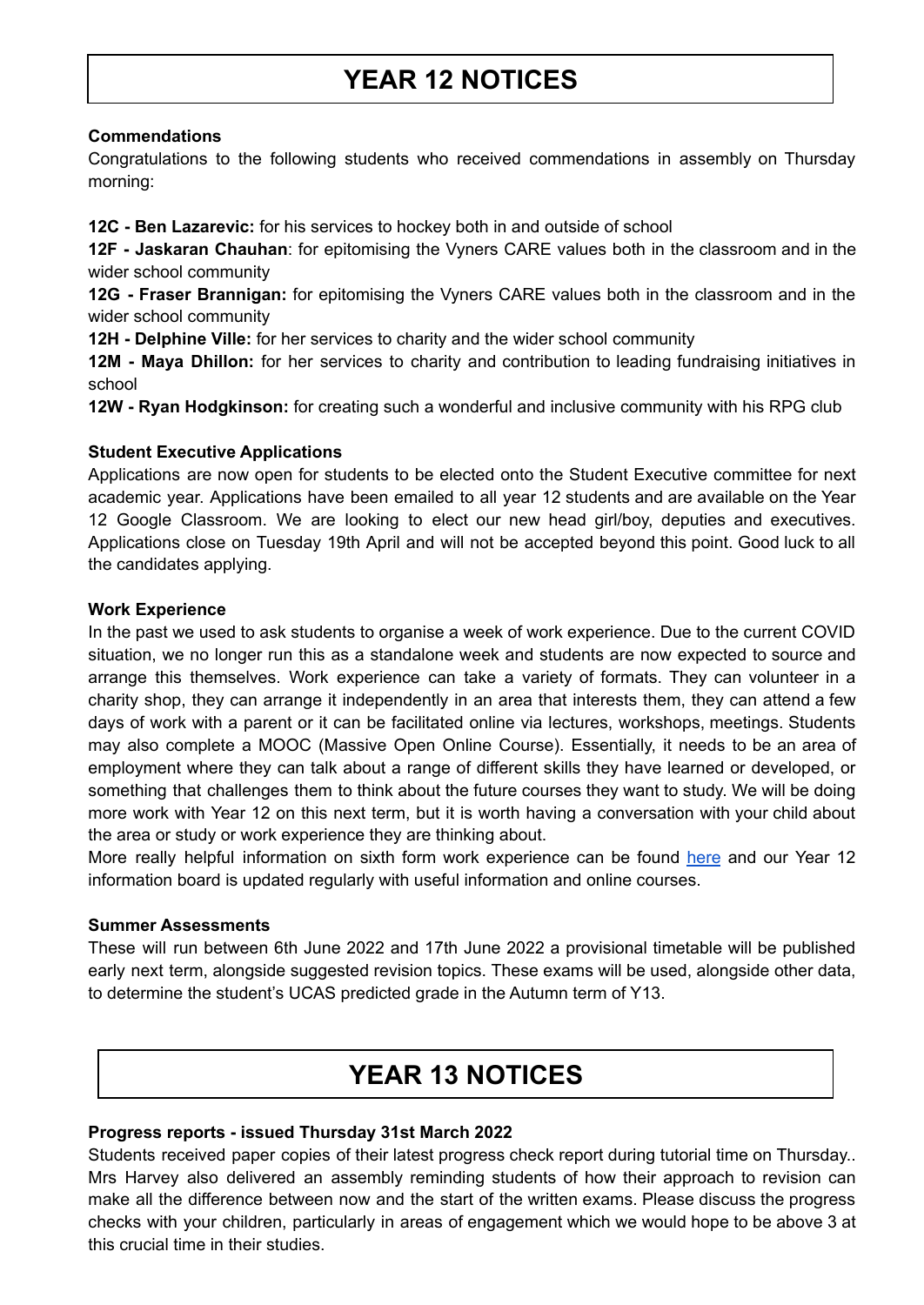# YEAR 12 NOTICES

**Commendations**

Congratulations to the following students who received commendations in assembly on Thursday morning:

**12C - Ben Lazarevic:** for his services to hockey both in and outside of school

**12F - Jaskaran Chauhan**: for epitomising the Vyners CARE values both in the classroom and in the wider school community

**12G - Fraser Brannigan:** for epitomising the Vyners CARE values both in the classroom and in the wider school community

**12H - Delphine Ville:** for her services to charity and the wider school community

**12M - Maya Dhillon:** for her services to charity and contribution to leading fundraising initiatives in school

**12W - Ryan Hodgkinson:** for creating such a wonderful and inclusive community with his RPG club

**Student Executive Applications**

Applications are now open for students to be elected onto the Student Executive committee for next academic year. Applications have been emailed to all year 12 students and are available on the Year 12 Google Classroom. We are looking to elect our new head girl/boy, deputies and executives. Applications close on Tuesday 19th April and will not be accepted beyond this point. Good luck to all the candidates applying.

**Work Experience**

In the past we used to ask students to organise a week of work experience. Due to the current COVID situation, we no longer run this as a standalone week and students are now expected to source and arrange this themselves. Work experience can take a variety of formats. They can volunteer in a charity shop, they can arrange it independently in an area that interests them, they can attend a few days of work with a parent or it can be facilitated online via lectures, workshops, meetings. Students may also complete a MOOC (Massive Open Online Course). Essentially, it needs to be an area of employment where they can talk about a range of different skills they have learned or developed, or something that challenges them to think about the future courses they want to study. We will be doing more work with Year 12 on this next term, but it is worth having a conversation with your child about the area or study or work experience they are thinking about.

More really helpful information on sixth form work experience can be found here and our Year 12 information board is updated regularly with useful information and online courses.

**Summer Assessments**

These will run between 6th June 2022 and 17th June 2022 a provisional timetable will be published early next term, alongside suggested revision topics. These exams will be used, alongside other data, to determine the student's UCAS predicted grade in the Autumn term of Y13.

# YEAR 13 NOTICES

**Progress reports - issued Thursday 31st March 2022**

Students received paper copies of their latest progress check report during tutorial time on Thursday.. Mrs Harvey also delivered an assembly reminding students of how their approach to revision can make all the difference between now and the start of the written exams. Please discuss the progress checks with your children, particularly in areas of engagement which we would hope to be above 3 at this crucial time in their studies.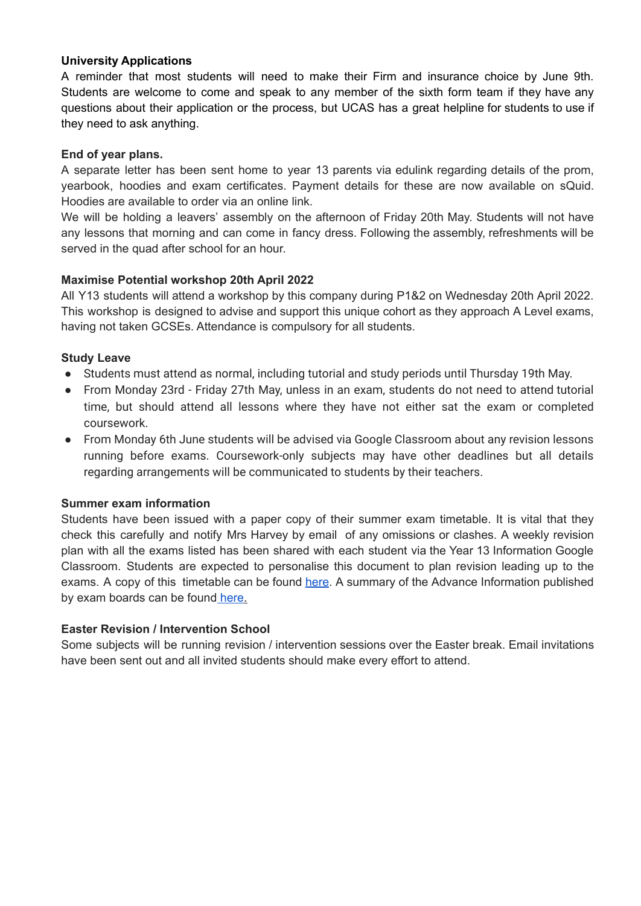**University Applications**

A reminder that most students will need to make their Firm and insurance choice by June 9th. Students are welcome to come and speak to any member of the sixth form team if they have any questions about their application or the process, but UCAS has a great helpline for students to use if they need to ask anything.

**End of year plans.**

A separate letter has been sent home to year 13 parents via edulink regarding details of the prom, yearbook, hoodies and exam certificates. Payment details for these are now available on sQuid. Hoodies are available to order via an online link.

We will be holding a leavers' assembly on the afternoon of Friday 20th May. Students will not have any lessons that morning and can come in fancy dress. Following the assembly, refreshments will be served in the quad after school for an hour.

**Maximise Potential workshop 20th April 2022**

All Y13 students will attend a workshop by this company during P1&2 on Wednesday 20th April 2022. This workshop is designed to advise and support this unique cohort as they approach A Level exams, having not taken GCSEs. Attendance is compulsory for all students.

**Study Leave**

- Students must attend as normal, including tutorial and study periods until Thursday 19th May.
- From Monday 23rd - Friday 27th May, unless in an exam, students do not need to attend tutorial time, but should attend all lessons where they have not either sat the exam or completed coursework.
- From Monday 6th June students will be advised via Google Classroom about any revision lessons running before exams. Coursework-only subjects may have other deadlines but all details regarding arrangements will be communicated to students by their teachers.

**Summer exam information**

Students have been issued with a paper copy of their summer exam timetable. It is vital that they check this carefully and notify Mrs Harvey by email of any omissions or clashes. A weekly revision plan with all the exams listed has been shared with each student via the Year 13 Information Google Classroom. Students are expected to personalise this document to plan revision leading up to the exams. A copy of this timetable can be found here. A summary of the Advance Information published by exam boards can be found here.

**Easter Revision / Intervention School**

Some subjects will be running revision / intervention sessions over the Easter break. Email invitations have been sent out and all invited students should make every effort to attend.